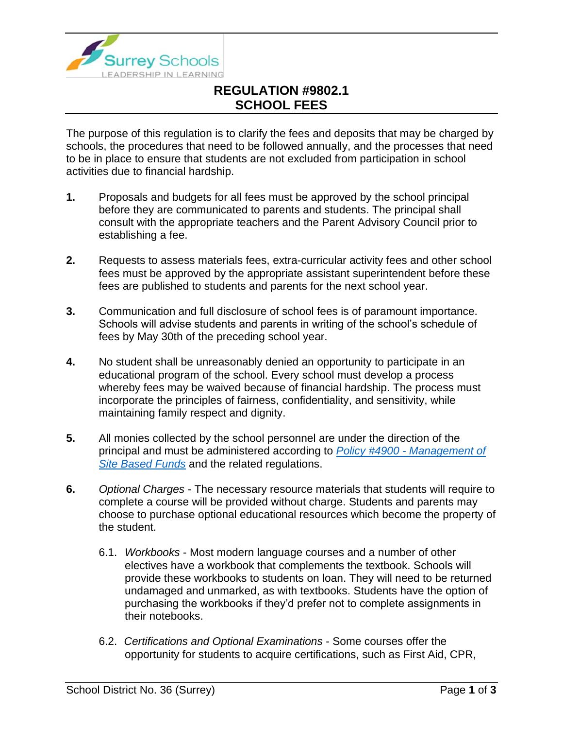# REGULATION #9802.1
# SCHOOL FEES

The purpose of this regulation is to clarify the fees and deposits that may be charged by schools, the procedures that need to be followed annually, and the processes that need to be in place to ensure that students are not excluded from participation in school activities due to financial hardship.

**1.** Proposals and budgets for all fees must be approved by the school principal before they are communicated to parents and students. The principal shall consult with the appropriate teachers and the Parent Advisory Council prior to establishing a fee.

**2.** Requests to assess materials fees, extra-curricular activity fees and other school fees must be approved by the appropriate assistant superintendent before these fees are published to students and parents for the next school year.

**3.** Communication and full disclosure of school fees is of paramount importance. Schools will advise students and parents in writing of the school's schedule of fees by May 30th of the preceding school year.

**4.** No student shall be unreasonably denied an opportunity to participate in an educational program of the school. Every school must develop a process whereby fees may be waived because of financial hardship. The process must incorporate the principles of fairness, confidentiality, and sensitivity, while maintaining family respect and dignity.

**5.** All monies collected by the school personnel are under the direction of the principal and must be administered according to Policy #4900 - Management of Site Based Funds and the related regulations.

**6.** *Optional Charges* - The necessary resource materials that students will require to complete a course will be provided without charge. Students and parents may choose to purchase optional educational resources which become the property of the student.

6.1. *Workbooks* - Most modern language courses and a number of other electives have a workbook that complements the textbook. Schools will provide these workbooks to students on loan. They will need to be returned undamaged and unmarked, as with textbooks. Students have the option of purchasing the workbooks if they'd prefer not to complete assignments in their notebooks.

6.2. *Certifications and Optional Examinations* - Some courses offer the opportunity for students to acquire certifications, such as First Aid, CPR,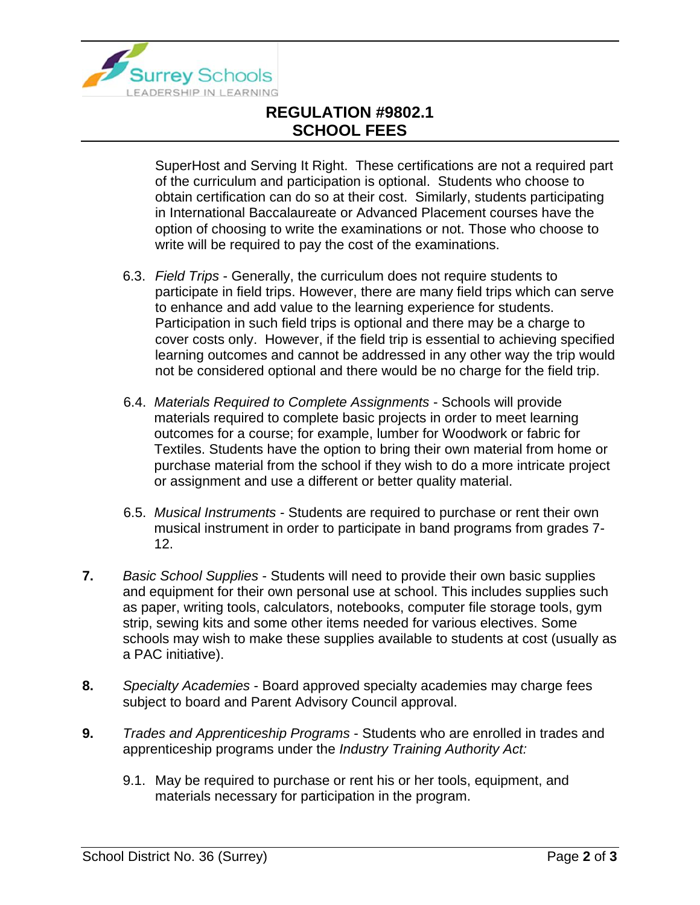SuperHost and Serving It Right. These certifications are not a required part of the curriculum and participation is optional. Students who choose to obtain certification can do so at their cost. Similarly, students participating in International Baccalaureate or Advanced Placement courses have the option of choosing to write the examinations or not. Those who choose to write will be required to pay the cost of the examinations.

6.3. *Field Trips* - Generally, the curriculum does not require students to participate in field trips. However, there are many field trips which can serve to enhance and add value to the learning experience for students. Participation in such field trips is optional and there may be a charge to cover costs only. However, if the field trip is essential to achieving specified learning outcomes and cannot be addressed in any other way the trip would not be considered optional and there would be no charge for the field trip.

6.4. *Materials Required to Complete Assignments* - Schools will provide materials required to complete basic projects in order to meet learning outcomes for a course; for example, lumber for Woodwork or fabric for Textiles. Students have the option to bring their own material from home or purchase material from the school if they wish to do a more intricate project or assignment and use a different or better quality material.

6.5. *Musical Instruments* - Students are required to purchase or rent their own musical instrument in order to participate in band programs from grades 7-12.

**7.** *Basic School Supplies* - Students will need to provide their own basic supplies and equipment for their own personal use at school. This includes supplies such as paper, writing tools, calculators, notebooks, computer file storage tools, gym strip, sewing kits and some other items needed for various electives. Some schools may wish to make these supplies available to students at cost (usually as a PAC initiative).

**8.** *Specialty Academies* - Board approved specialty academies may charge fees subject to board and Parent Advisory Council approval.

**9.** *Trades and Apprenticeship Programs* - Students who are enrolled in trades and apprenticeship programs under the *Industry Training Authority Act:*

9.1. May be required to purchase or rent his or her tools, equipment, and materials necessary for participation in the program.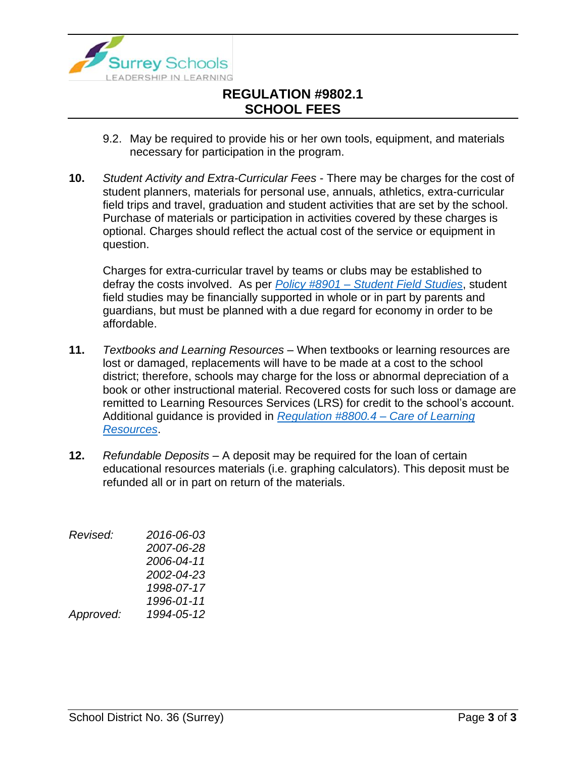# REGULATION #9802.1
# SCHOOL FEES

9.2. May be required to provide his or her own tools, equipment, and materials necessary for participation in the program.

**10.** *Student Activity and Extra-Curricular Fees* - There may be charges for the cost of student planners, materials for personal use, annuals, athletics, extra-curricular field trips and travel, graduation and student activities that are set by the school. Purchase of materials or participation in activities covered by these charges is optional. Charges should reflect the actual cost of the service or equipment in question.

Charges for extra-curricular travel by teams or clubs may be established to defray the costs involved. As per *Policy #8901 – Student Field Studies*, student field studies may be financially supported in whole or in part by parents and guardians, but must be planned with a due regard for economy in order to be affordable.

**11.** *Textbooks and Learning Resources* – When textbooks or learning resources are lost or damaged, replacements will have to be made at a cost to the school district; therefore, schools may charge for the loss or abnormal depreciation of a book or other instructional material. Recovered costs for such loss or damage are remitted to Learning Resources Services (LRS) for credit to the school's account. Additional guidance is provided in *Regulation #8800.4 – Care of Learning Resources*.

**12.** *Refundable Deposits* – A deposit may be required for the loan of certain educational resources materials (i.e. graphing calculators). This deposit must be refunded all or in part on return of the materials.

*Revised:* *2016-06-03*
*2007-06-28*
*2006-04-11*
*2002-04-23*
*1998-07-17*
*1996-01-11*
*Approved:* *1994-05-12*